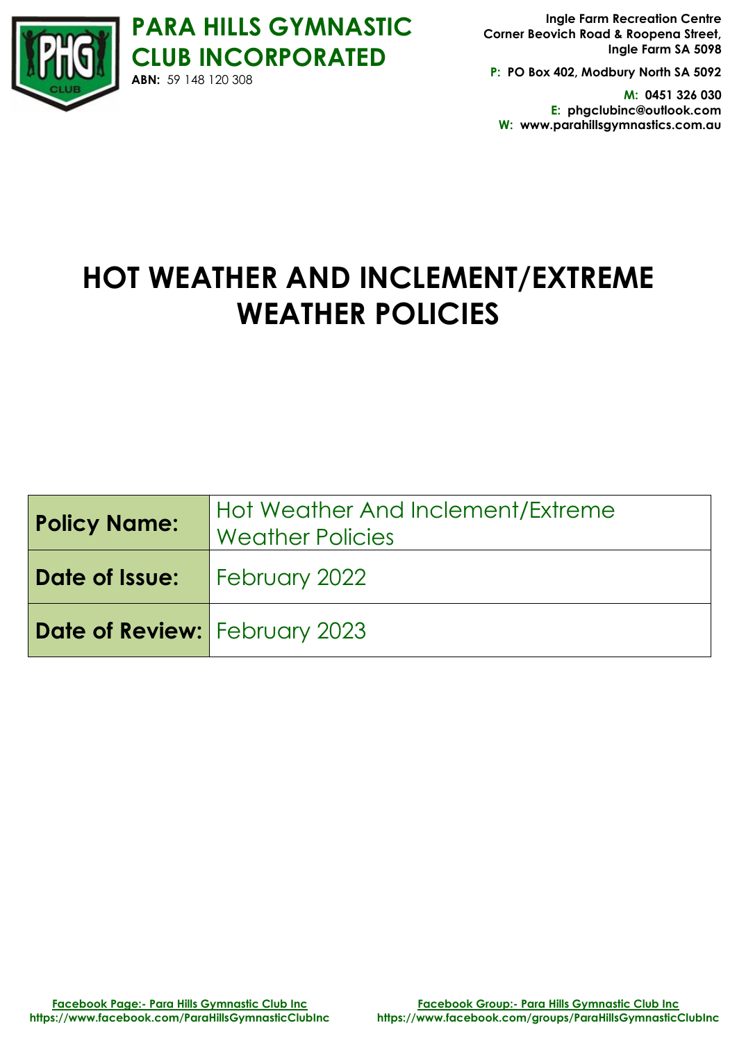**PARA HILLS GYMNASTIC CLUB INCORPORATED**
**ABN:** 59 148 120 308

**Ingle Farm Recreation Centre**
**Corner Beovich Road & Roopena Street,**
**Ingle Farm SA 5098**

**P:** PO Box 402, Modbury North SA 5092

**M:** 0451 326 030
**E:** phgclubinc@outlook.com
**W:** www.parahillsgymnastics.com.au

# HOT WEATHER AND INCLEMENT/EXTREME WEATHER POLICIES

| **Policy Name:** | Hot Weather And Inclement/Extreme Weather Policies |
|---|---|
| **Date of Issue:** | February 2022 |
| **Date of Review:** | February 2023 |

**Facebook Page:- Para Hills Gymnastic Club Inc**
**https://www.facebook.com/ParaHillsGymnasticClubInc**

**Facebook Group:- Para Hills Gymnastic Club Inc**
**https://www.facebook.com/groups/ParaHillsGymnasticClubInc**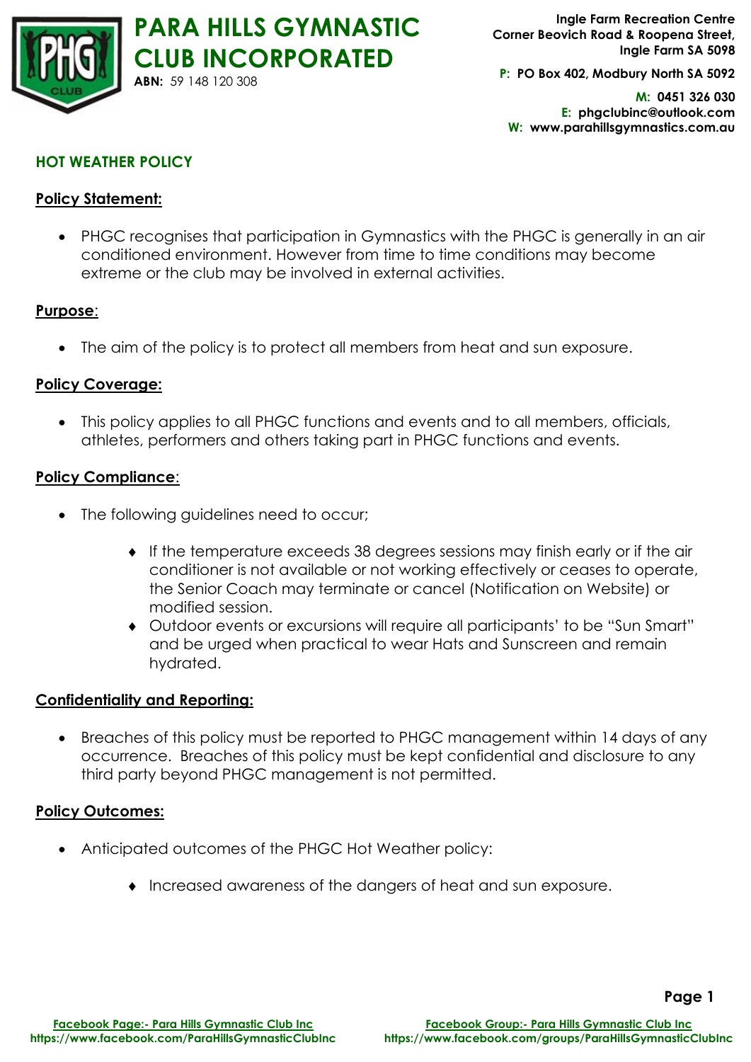# PARA HILLS GYMNASTIC CLUB INCORPORATED

**ABN:** 59 148 120 308

**Ingle Farm Recreation Centre**
**Corner Beovich Road & Roopena Street,**
**Ingle Farm SA 5098**

**P: PO Box 402, Modbury North SA 5092**

**M: 0451 326 030**
**E: phgclubinc@outlook.com**
**W: www.parahillsgymnastics.com.au**

## HOT WEATHER POLICY

### Policy Statement:

- PHGC recognises that participation in Gymnastics with the PHGC is generally in an air conditioned environment. However from time to time conditions may become extreme or the club may be involved in external activities.

### Purpose:

- The aim of the policy is to protect all members from heat and sun exposure.

### Policy Coverage:

- This policy applies to all PHGC functions and events and to all members, officials, athletes, performers and others taking part in PHGC functions and events.

### Policy Compliance:

- The following guidelines need to occur;
  - If the temperature exceeds 38 degrees sessions may finish early or if the air conditioner is not available or not working effectively or ceases to operate, the Senior Coach may terminate or cancel (Notification on Website) or modified session.
  - Outdoor events or excursions will require all participants' to be "Sun Smart" and be urged when practical to wear Hats and Sunscreen and remain hydrated.

### Confidentiality and Reporting:

- Breaches of this policy must be reported to PHGC management within 14 days of any occurrence. Breaches of this policy must be kept confidential and disclosure to any third party beyond PHGC management is not permitted.

### Policy Outcomes:

- Anticipated outcomes of the PHGC Hot Weather policy:
  - Increased awareness of the dangers of heat and sun exposure.

Facebook Page:- Para Hills Gymnastic Club Inc
https://www.facebook.com/ParaHillsGymnasticClubInc

Facebook Group:- Para Hills Gymnastic Club Inc
https://www.facebook.com/groups/ParaHillsGymnasticClubInc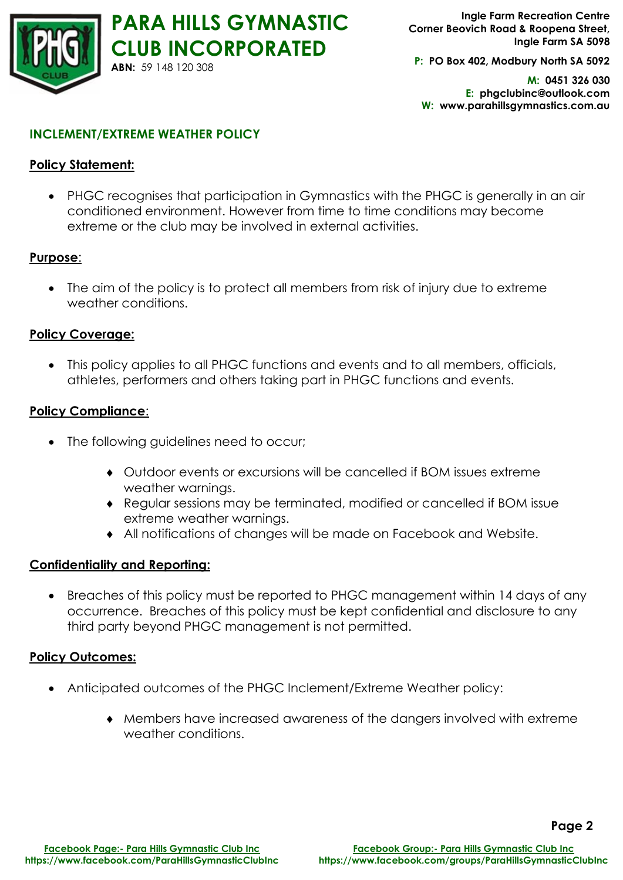# PARA HILLS GYMNASTIC CLUB INCORPORATED

**ABN:** 59 148 120 308

**Ingle Farm Recreation Centre**
**Corner Beovich Road & Roopena Street,**
**Ingle Farm SA 5098**

**P: PO Box 402, Modbury North SA 5092**

**M: 0451 326 030**
**E: phgclubinc@outlook.com**
**W: www.parahillsgymnastics.com.au**

## INCLEMENT/EXTREME WEATHER POLICY

### Policy Statement:

- PHGC recognises that participation in Gymnastics with the PHGC is generally in an air conditioned environment. However from time to time conditions may become extreme or the club may be involved in external activities.

### Purpose:

- The aim of the policy is to protect all members from risk of injury due to extreme weather conditions.

### Policy Coverage:

- This policy applies to all PHGC functions and events and to all members, officials, athletes, performers and others taking part in PHGC functions and events.

### Policy Compliance:

- The following guidelines need to occur;
    - Outdoor events or excursions will be cancelled if BOM issues extreme weather warnings.
    - Regular sessions may be terminated, modified or cancelled if BOM issue extreme weather warnings.
    - All notifications of changes will be made on Facebook and Website.

### Confidentiality and Reporting:

- Breaches of this policy must be reported to PHGC management within 14 days of any occurrence. Breaches of this policy must be kept confidential and disclosure to any third party beyond PHGC management is not permitted.

### Policy Outcomes:

- Anticipated outcomes of the PHGC Inclement/Extreme Weather policy:
    - Members have increased awareness of the dangers involved with extreme weather conditions.

**Facebook Page:- Para Hills Gymnastic Club Inc**
https://www.facebook.com/ParaHillsGymnasticClubInc

**Facebook Group:- Para Hills Gymnastic Club Inc**
https://www.facebook.com/groups/ParaHillsGymnasticClubInc